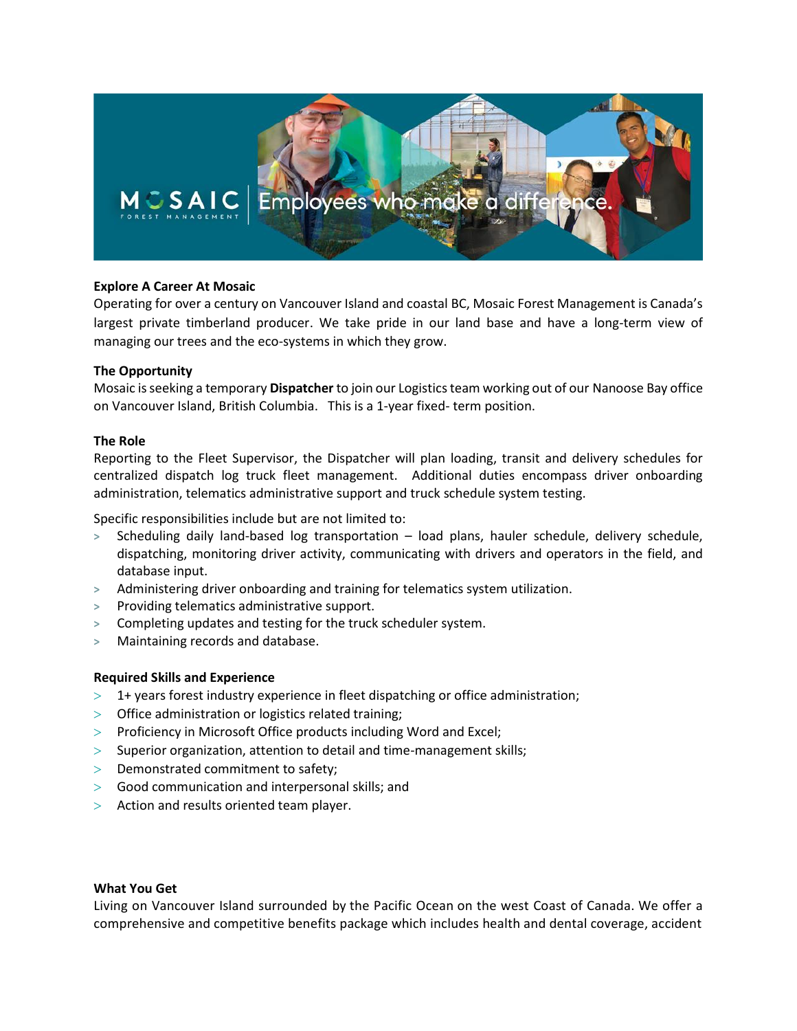## Explore A Career At Mosaic

Operating for over a century on Vancouver Island and coastal BC, Mosaic Forest Management is Canada's largest private timberland producer. We take pride in our land base and have a long-term view of managing our trees and the eco-systems in which they grow.

## The Opportunity

Mosaic is seeking a temporary **Dispatcher** to join our Logistics team working out of our Nanoose Bay office on Vancouver Island, British Columbia. This is a 1-year fixed- term position.

## The Role

Reporting to the Fleet Supervisor, the Dispatcher will plan loading, transit and delivery schedules for centralized dispatch log truck fleet management. Additional duties encompass driver onboarding administration, telematics administrative support and truck schedule system testing.

Specific responsibilities include but are not limited to:

- Scheduling daily land-based log transportation – load plans, hauler schedule, delivery schedule, dispatching, monitoring driver activity, communicating with drivers and operators in the field, and database input.
- Administering driver onboarding and training for telematics system utilization.
- Providing telematics administrative support.
- Completing updates and testing for the truck scheduler system.
- Maintaining records and database.

## Required Skills and Experience

- 1+ years forest industry experience in fleet dispatching or office administration;
- Office administration or logistics related training;
- Proficiency in Microsoft Office products including Word and Excel;
- Superior organization, attention to detail and time-management skills;
- Demonstrated commitment to safety;
- Good communication and interpersonal skills; and
- Action and results oriented team player.

## What You Get

Living on Vancouver Island surrounded by the Pacific Ocean on the west Coast of Canada. We offer a comprehensive and competitive benefits package which includes health and dental coverage, accident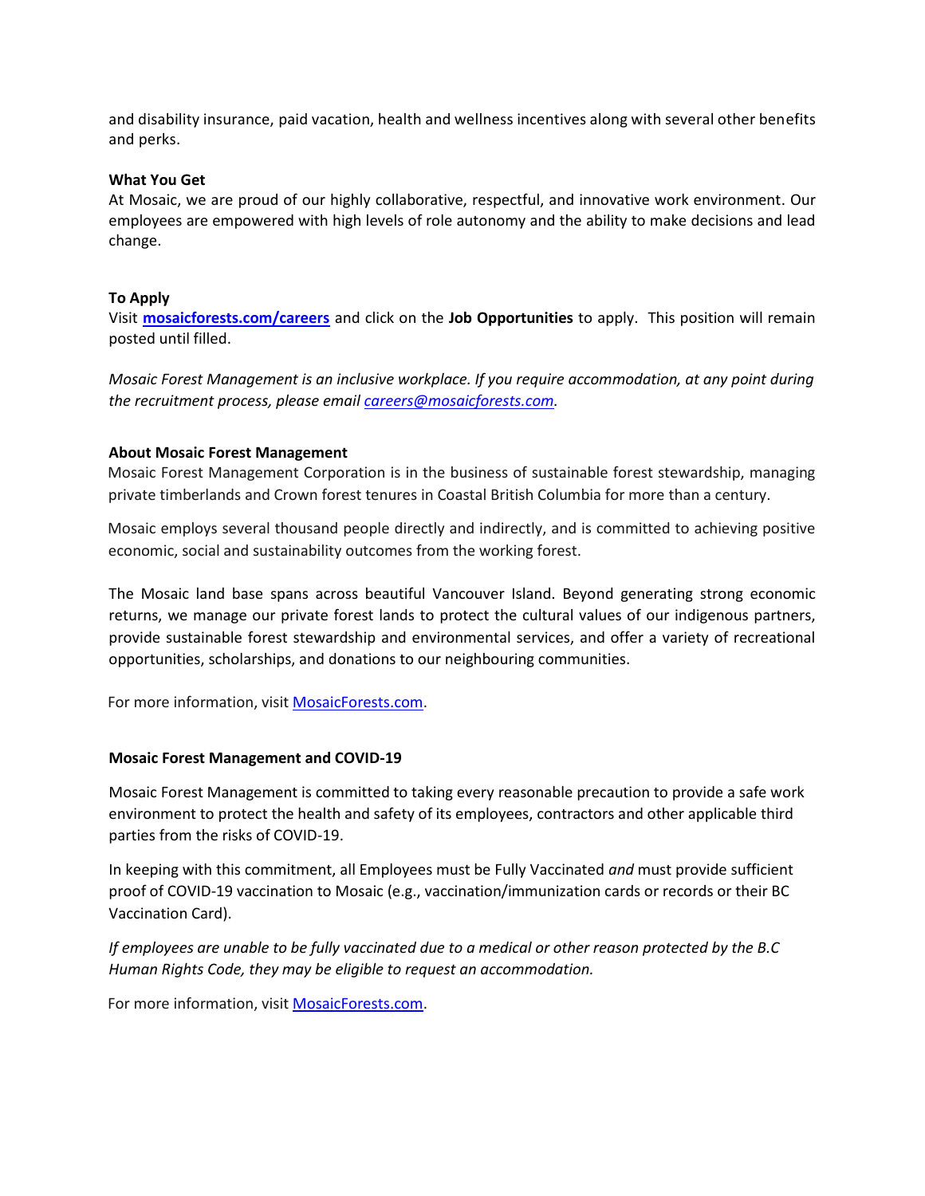and disability insurance, paid vacation, health and wellness incentives along with several other benefits and perks.

**What You Get**

At Mosaic, we are proud of our highly collaborative, respectful, and innovative work environment. Our employees are empowered with high levels of role autonomy and the ability to make decisions and lead change.

**To Apply**

Visit **[mosaicforests.com/careers](mosaicforests.com/careers)** and click on the **Job Opportunities** to apply. This position will remain posted until filled.

*Mosaic Forest Management is an inclusive workplace. If you require accommodation, at any point during the recruitment process, please email [careers@mosaicforests.com](mailto:careers@mosaicforests.com).*

**About Mosaic Forest Management**

Mosaic Forest Management Corporation is in the business of sustainable forest stewardship, managing private timberlands and Crown forest tenures in Coastal British Columbia for more than a century.

Mosaic employs several thousand people directly and indirectly, and is committed to achieving positive economic, social and sustainability outcomes from the working forest.

The Mosaic land base spans across beautiful Vancouver Island. Beyond generating strong economic returns, we manage our private forest lands to protect the cultural values of our indigenous partners, provide sustainable forest stewardship and environmental services, and offer a variety of recreational opportunities, scholarships, and donations to our neighbouring communities.

For more information, visit [MosaicForests.com](MosaicForests.com).

**Mosaic Forest Management and COVID-19**

Mosaic Forest Management is committed to taking every reasonable precaution to provide a safe work environment to protect the health and safety of its employees, contractors and other applicable third parties from the risks of COVID-19.

In keeping with this commitment, all Employees must be Fully Vaccinated *and* must provide sufficient proof of COVID-19 vaccination to Mosaic (e.g., vaccination/immunization cards or records or their BC Vaccination Card).

*If employees are unable to be fully vaccinated due to a medical or other reason protected by the B.C Human Rights Code, they may be eligible to request an accommodation.*

For more information, visit [MosaicForests.com](MosaicForests.com).